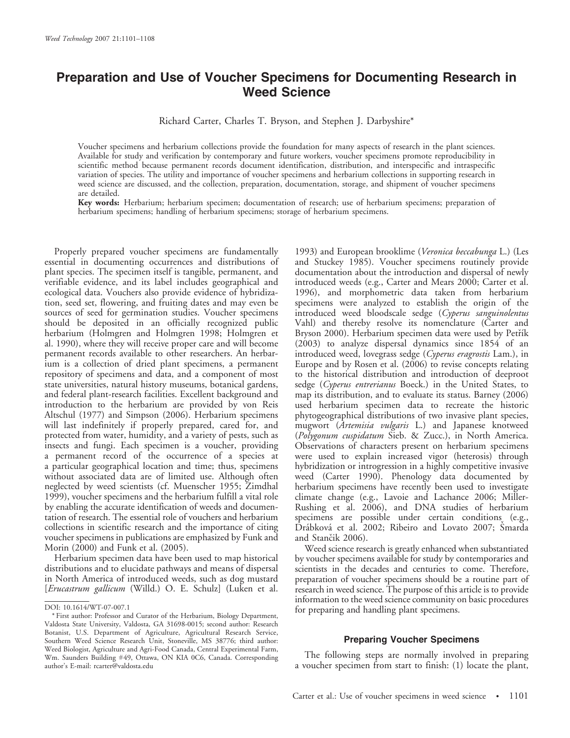# Preparation and Use of Voucher Specimens for Documenting Research in Weed Science

Richard Carter, Charles T. Bryson, and Stephen J. Darbyshire*

Voucher specimens and herbarium collections provide the foundation for many aspects of research in the plant sciences. Available for study and verification by contemporary and future workers, voucher specimens promote reproducibility in scientific method because permanent records document identification, distribution, and interspecific and intraspecific variation of species. The utility and importance of voucher specimens and herbarium collections in supporting research in weed science are discussed, and the collection, preparation, documentation, storage, and shipment of voucher specimens are detailed.

**Key words:** Herbarium; herbarium specimen; documentation of research; use of herbarium specimens; preparation of herbarium specimens; handling of herbarium specimens; storage of herbarium specimens.

Properly prepared voucher specimens are fundamentally essential in documenting occurrences and distributions of plant species. The specimen itself is tangible, permanent, and verifiable evidence, and its label includes geographical and ecological data. Vouchers also provide evidence of hybridization, seed set, flowering, and fruiting dates and may even be sources of seed for germination studies. Voucher specimens should be deposited in an officially recognized public herbarium (Holmgren and Holmgren 1998; Holmgren et al. 1990), where they will receive proper care and will become permanent records available to other researchers. An herbarium is a collection of dried plant specimens, a permanent repository of specimens and data, and a component of most state universities, natural history museums, botanical gardens, and federal plant-research facilities. Excellent background and introduction to the herbarium are provided by von Reis Altschul (1977) and Simpson (2006). Herbarium specimens will last indefinitely if properly prepared, cared for, and protected from water, humidity, and a variety of pests, such as insects and fungi. Each specimen is a voucher, providing a permanent record of the occurrence of a species at a particular geographical location and time; thus, specimens without associated data are of limited use. Although often neglected by weed scientists (cf. Muenscher 1955; Zimdhal 1999), voucher specimens and the herbarium fulfill a vital role by enabling the accurate identification of weeds and documentation of research. The essential role of vouchers and herbarium collections in scientific research and the importance of citing voucher specimens in publications are emphasized by Funk and Morin (2000) and Funk et al. (2005).

Herbarium specimen data have been used to map historical distributions and to elucidate pathways and means of dispersal in North America of introduced weeds, such as dog mustard [*Erucastrum gallicum* (Willd.) O. E. Schulz] (Luken et al. 1993) and European brooklime (*Veronica beccabunga* L.) (Les and Stuckey 1985). Voucher specimens routinely provide documentation about the introduction and dispersal of newly introduced weeds (e.g., Carter and Mears 2000; Carter et al. 1996), and morphometric data taken from herbarium specimens were analyzed to establish the origin of the introduced weed bloodscale sedge (*Cyperus sanguinolentus* Vahl) and thereby resolve its nomenclature (Carter and Bryson 2000). Herbarium specimen data were used by Petřík (2003) to analyze dispersal dynamics since 1854 of an introduced weed, lovegrass sedge (*Cyperus eragrostis* Lam.), in Europe and by Rosen et al. (2006) to revise concepts relating to the historical distribution and introduction of deeproot sedge (*Cyperus entrerianus* Boeck.) in the United States, to map its distribution, and to evaluate its status. Barney (2006) used herbarium specimen data to recreate the historic phytogeographical distributions of two invasive plant species, mugwort (*Artemisia vulgaris* L.) and Japanese knotweed (*Polygonum cuspidatum* Sieb. & Zucc.), in North America. Observations of characters present on herbarium specimens were used to explain increased vigor (heterosis) through hybridization or introgression in a highly competitive invasive weed (Carter 1990). Phenology data documented by herbarium specimens have recently been used to investigate climate change (e.g., Lavoie and Lachance 2006; Miller-Rushing et al. 2006), and DNA studies of herbarium specimens are possible under certain conditions (e.g., Drábková et al. 2002; Ribeiro and Lovato 2007; Šmarda and Stančik 2006).

Weed science research is greatly enhanced when substantiated by voucher specimens available for study by contemporaries and scientists in the decades and centuries to come. Therefore, preparation of voucher specimens should be a routine part of research in weed science. The purpose of this article is to provide information to the weed science community on basic procedures for preparing and handling plant specimens.

## Preparing Voucher Specimens

The following steps are normally involved in preparing a voucher specimen from start to finish: (1) locate the plant,

DOI: 10.1614/WT-07-007.1

* First author: Professor and Curator of the Herbarium, Biology Department, Valdosta State University, Valdosta, GA 31698-0015; second author: Research Botanist, U.S. Department of Agriculture, Agricultural Research Service, Southern Weed Science Research Unit, Stoneville, MS 38776; third author: Weed Biologist, Agriculture and Agri-Food Canada, Central Experimental Farm, Wm. Saunders Building #49, Ottawa, ON KIA 0C6, Canada. Corresponding author's E-mail: rcarter@valdosta.edu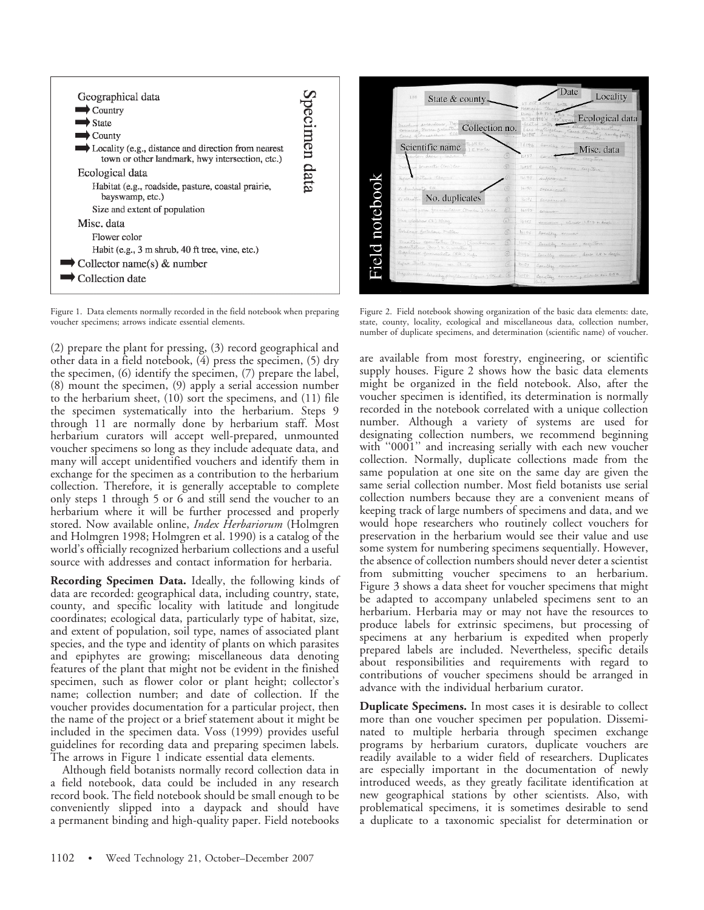Geographical data

- ➡ Country
- ➡ State
- ➡ County
- ➡ Locality (e.g., distance and direction from nearest town or other landmark, hwy intersection, etc.)

Ecological data

- Habitat (e.g., roadside, pasture, coastal prairie, bayswamp, etc.)
- Size and extent of population

Misc. data

- Flower color
- Habit (e.g., 3 m shrub, 40 ft tree, vine, etc.)

➡ Collector name(s) & number

➡ Collection date

Specimen data

Figure 1. Data elements normally recorded in the field notebook when preparing voucher specimens; arrows indicate essential elements.

Figure 2. Field notebook showing organization of the basic data elements: date, state, county, locality, ecological and miscellaneous data, collection number, number of duplicate specimens, and determination (scientific name) of voucher.

(2) prepare the plant for pressing, (3) record geographical and other data in a field notebook, (4) press the specimen, (5) dry the specimen, (6) identify the specimen, (7) prepare the label, (8) mount the specimen, (9) apply a serial accession number to the herbarium sheet, (10) sort the specimens, and (11) file the specimen systematically into the herbarium. Steps 9 through 11 are normally done by herbarium staff. Most herbarium curators will accept well-prepared, unmounted voucher specimens so long as they include adequate data, and many will accept unidentified vouchers and identify them in exchange for the specimen as a contribution to the herbarium collection. Therefore, it is generally acceptable to complete only steps 1 through 5 or 6 and still send the voucher to an herbarium where it will be further processed and properly stored. Now available online, *Index Herbariorum* (Holmgren and Holmgren 1998; Holmgren et al. 1990) is a catalog of the world's officially recognized herbarium collections and a useful source with addresses and contact information for herbaria.

**Recording Specimen Data.** Ideally, the following kinds of data are recorded: geographical data, including country, state, county, and specific locality with latitude and longitude coordinates; ecological data, particularly type of habitat, size, and extent of population, soil type, names of associated plant species, and the type and identity of plants on which parasites and epiphytes are growing; miscellaneous data denoting features of the plant that might not be evident in the finished specimen, such as flower color or plant height; collector's name; collection number; and date of collection. If the voucher provides documentation for a particular project, then the name of the project or a brief statement about it might be included in the specimen data. Voss (1999) provides useful guidelines for recording data and preparing specimen labels. The arrows in Figure 1 indicate essential data elements.

Although field botanists normally record collection data in a field notebook, data could be included in any research record book. The field notebook should be small enough to be conveniently slipped into a daypack and should have a permanent binding and high-quality paper. Field notebooks are available from most forestry, engineering, or scientific supply houses. Figure 2 shows how the basic data elements might be organized in the field notebook. Also, after the voucher specimen is identified, its determination is normally recorded in the notebook correlated with a unique collection number. Although a variety of systems are used for designating collection numbers, we recommend beginning with "0001" and increasing serially with each new voucher collection. Normally, duplicate collections made from the same population at one site on the same day are given the same serial collection number. Most field botanists use serial collection numbers because they are a convenient means of keeping track of large numbers of specimens and data, and we would hope researchers who routinely collect vouchers for preservation in the herbarium would see their value and use some system for numbering specimens sequentially. However, the absence of collection numbers should never deter a scientist from submitting voucher specimens to an herbarium. Figure 3 shows a data sheet for voucher specimens that might be adapted to accompany unlabeled specimens sent to an herbarium. Herbaria may or may not have the resources to produce labels for extrinsic specimens, but processing of specimens at any herbarium is expedited when properly prepared labels are included. Nevertheless, specific details about responsibilities and requirements with regard to contributions of voucher specimens should be arranged in advance with the individual herbarium curator.

**Duplicate Specimens.** In most cases it is desirable to collect more than one voucher specimen per population. Disseminated to multiple herbaria through specimen exchange programs by herbarium curators, duplicate vouchers are readily available to a wider field of researchers. Duplicates are especially important in the documentation of newly introduced weeds, as they greatly facilitate identification at new geographical stations by other scientists. Also, with problematical specimens, it is sometimes desirable to send a duplicate to a taxonomic specialist for determination or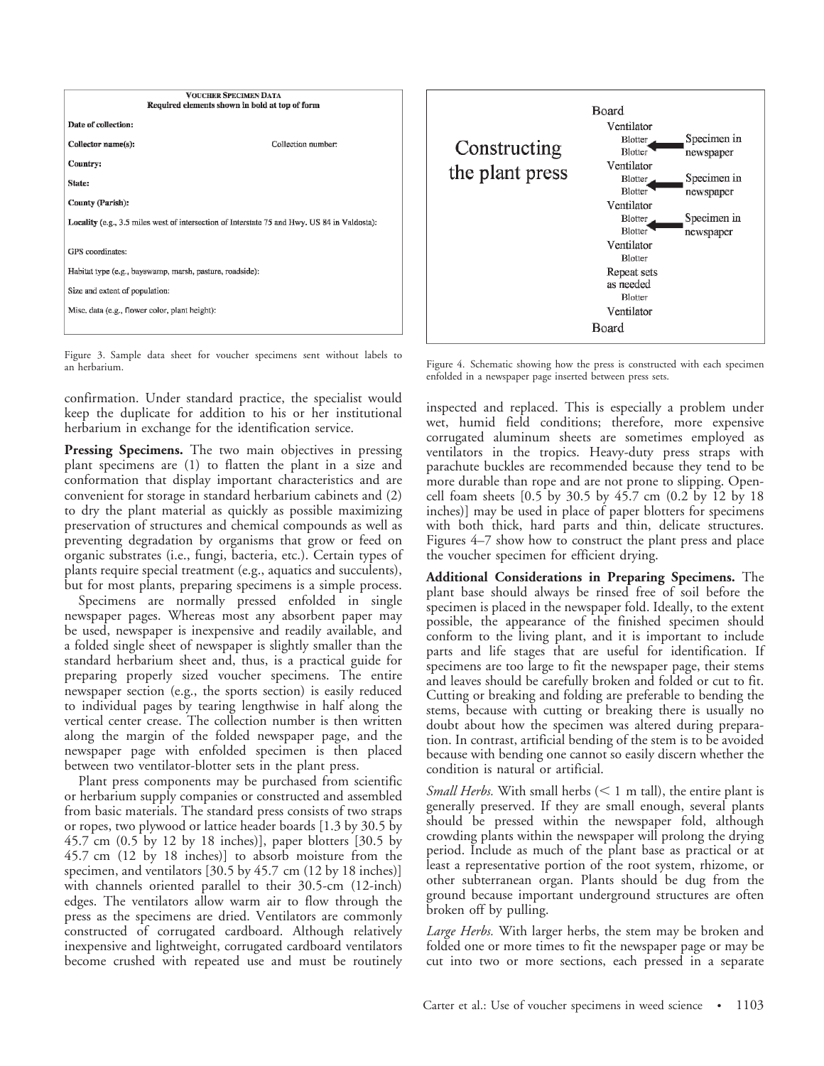**VOUCHER SPECIMEN DATA**
**Required elements shown in bold at top of form**

**Date of collection:**

**Collector name(s):** Collection number:

**Country:**

**State:**

**County (Parish):**

**Locality** (e.g., 3.5 miles west of intersection of Interstate 75 and Hwy. US 84 in Valdosta):

GPS coordinates:

Habitat type (e.g., bayswamp, marsh, pasture, roadside):

Size and extent of population:

Misc. data (e.g., flower color, plant height):

Figure 3. Sample data sheet for voucher specimens sent without labels to an herbarium.

Constructing the plant press

Board
Ventilator
Blotter
Blotter
Specimen in newspaper
Ventilator
Blotter
Blotter
Specimen in newspaper
Ventilator
Blotter
Blotter
Specimen in newspaper
Ventilator
Blotter
Repeat sets as needed
Blotter
Ventilator
Board

Figure 4. Schematic showing how the press is constructed with each specimen enfolded in a newspaper page inserted between press sets.

confirmation. Under standard practice, the specialist would keep the duplicate for addition to his or her institutional herbarium in exchange for the identification service.

**Pressing Specimens.** The two main objectives in pressing plant specimens are (1) to flatten the plant in a size and conformation that display important characteristics and are convenient for storage in standard herbarium cabinets and (2) to dry the plant material as quickly as possible maximizing preservation of structures and chemical compounds as well as preventing degradation by organisms that grow or feed on organic substrates (i.e., fungi, bacteria, etc.). Certain types of plants require special treatment (e.g., aquatics and succulents), but for most plants, preparing specimens is a simple process.

Specimens are normally pressed enfolded in single newspaper pages. Whereas most any absorbent paper may be used, newspaper is inexpensive and readily available, and a folded single sheet of newspaper is slightly smaller than the standard herbarium sheet and, thus, is a practical guide for preparing properly sized voucher specimens. The entire newspaper section (e.g., the sports section) is easily reduced to individual pages by tearing lengthwise in half along the vertical center crease. The collection number is then written along the margin of the folded newspaper page, and the newspaper page with enfolded specimen is then placed between two ventilator-blotter sets in the plant press.

Plant press components may be purchased from scientific or herbarium supply companies or constructed and assembled from basic materials. The standard press consists of two straps or ropes, two plywood or lattice header boards [1.3 by 30.5 by 45.7 cm (0.5 by 12 by 18 inches)], paper blotters [30.5 by 45.7 cm (12 by 18 inches)] to absorb moisture from the specimen, and ventilators [30.5 by 45.7 cm (12 by 18 inches)] with channels oriented parallel to their 30.5-cm (12-inch) edges. The ventilators allow warm air to flow through the press as the specimens are dried. Ventilators are commonly constructed of corrugated cardboard. Although relatively inexpensive and lightweight, corrugated cardboard ventilators become crushed with repeated use and must be routinely inspected and replaced. This is especially a problem under wet, humid field conditions; therefore, more expensive corrugated aluminum sheets are sometimes employed as ventilators in the tropics. Heavy-duty press straps with parachute buckles are recommended because they tend to be more durable than rope and are not prone to slipping. Open-cell foam sheets [0.5 by 30.5 by 45.7 cm (0.2 by 12 by 18 inches)] may be used in place of paper blotters for specimens with both thick, hard parts and thin, delicate structures. Figures 4–7 show how to construct the plant press and place the voucher specimen for efficient drying.

**Additional Considerations in Preparing Specimens.** The plant base should always be rinsed free of soil before the specimen is placed in the newspaper fold. Ideally, to the extent possible, the appearance of the finished specimen should conform to the living plant, and it is important to include parts and life stages that are useful for identification. If specimens are too large to fit the newspaper page, their stems and leaves should be carefully broken and folded or cut to fit. Cutting or breaking and folding are preferable to bending the stems, because with cutting or breaking there is usually no doubt about how the specimen was altered during preparation. In contrast, artificial bending of the stem is to be avoided because with bending one cannot so easily discern whether the condition is natural or artificial.

*Small Herbs.* With small herbs (< 1 m tall), the entire plant is generally preserved. If they are small enough, several plants should be pressed within the newspaper fold, although crowding plants within the newspaper will prolong the drying period. Include as much of the plant base as practical or at least a representative portion of the root system, rhizome, or other subterranean organ. Plants should be dug from the ground because important underground structures are often broken off by pulling.

*Large Herbs.* With larger herbs, the stem may be broken and folded one or more times to fit the newspaper page or may be cut into two or more sections, each pressed in a separate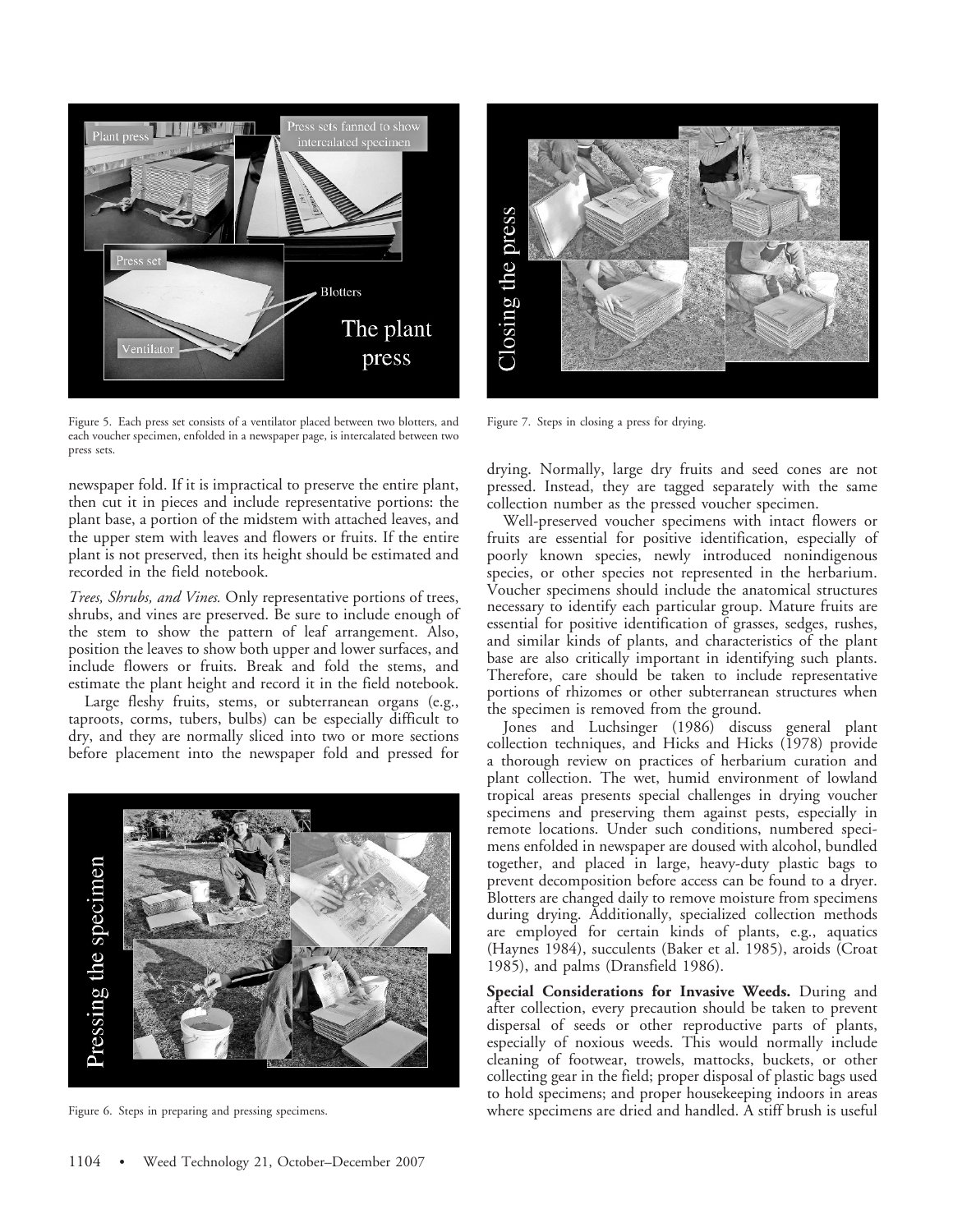Figure 5. Each press set consists of a ventilator placed between two blotters, and each voucher specimen, enfolded in a newspaper page, is intercalated between two press sets.

Figure 7. Steps in closing a press for drying.

newspaper fold. If it is impractical to preserve the entire plant, then cut it in pieces and include representative portions: the plant base, a portion of the midstem with attached leaves, and the upper stem with leaves and flowers or fruits. If the entire plant is not preserved, then its height should be estimated and recorded in the field notebook.

*Trees, Shrubs, and Vines.* Only representative portions of trees, shrubs, and vines are preserved. Be sure to include enough of the stem to show the pattern of leaf arrangement. Also, position the leaves to show both upper and lower surfaces, and include flowers or fruits. Break and fold the stems, and estimate the plant height and record it in the field notebook.

Large fleshy fruits, stems, or subterranean organs (e.g., taproots, corms, tubers, bulbs) can be especially difficult to dry, and they are normally sliced into two or more sections before placement into the newspaper fold and pressed for drying. Normally, large dry fruits and seed cones are not pressed. Instead, they are tagged separately with the same collection number as the pressed voucher specimen.

Figure 6. Steps in preparing and pressing specimens.

Well-preserved voucher specimens with intact flowers or fruits are essential for positive identification, especially of poorly known species, newly introduced nonindigenous species, or other species not represented in the herbarium. Voucher specimens should include the anatomical structures necessary to identify each particular group. Mature fruits are essential for positive identification of grasses, sedges, rushes, and similar kinds of plants, and characteristics of the plant base are also critically important in identifying such plants. Therefore, care should be taken to include representative portions of rhizomes or other subterranean structures when the specimen is removed from the ground.

Jones and Luchsinger (1986) discuss general plant collection techniques, and Hicks and Hicks (1978) provide a thorough review on practices of herbarium curation and plant collection. The wet, humid environment of lowland tropical areas presents special challenges in drying voucher specimens and preserving them against pests, especially in remote locations. Under such conditions, numbered specimens enfolded in newspaper are doused with alcohol, bundled together, and placed in large, heavy-duty plastic bags to prevent decomposition before access can be found to a dryer. Blotters are changed daily to remove moisture from specimens during drying. Additionally, specialized collection methods are employed for certain kinds of plants, e.g., aquatics (Haynes 1984), succulents (Baker et al. 1985), aroids (Croat 1985), and palms (Dransfield 1986).

**Special Considerations for Invasive Weeds.** During and after collection, every precaution should be taken to prevent dispersal of seeds or other reproductive parts of plants, especially of noxious weeds. This would normally include cleaning of footwear, trowels, mattocks, buckets, or other collecting gear in the field; proper disposal of plastic bags used to hold specimens; and proper housekeeping indoors in areas where specimens are dried and handled. A stiff brush is useful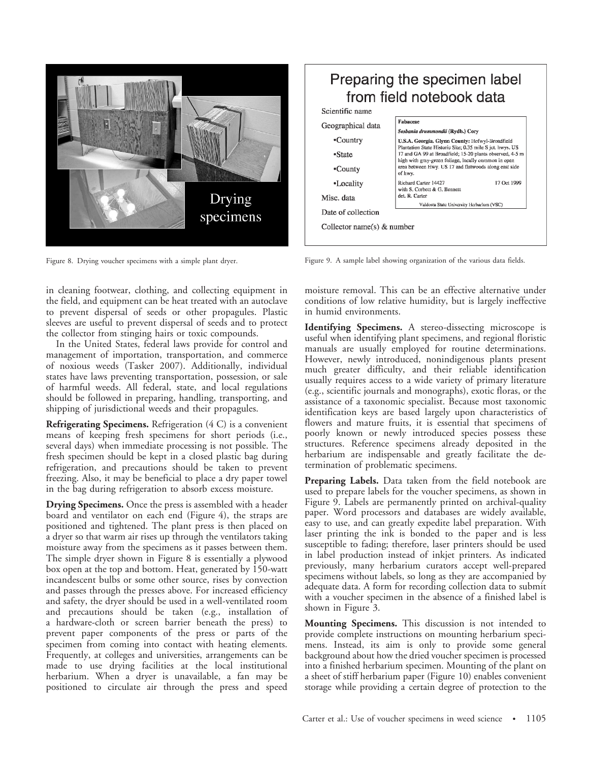Figure 8. Drying voucher specimens with a simple plant dryer.

Figure 9. A sample label showing organization of the various data fields.

in cleaning footwear, clothing, and collecting equipment in the field, and equipment can be heat treated with an autoclave to prevent dispersal of seeds or other propagules. Plastic sleeves are useful to prevent dispersal of seeds and to protect the collector from stinging hairs or toxic compounds.

In the United States, federal laws provide for control and management of importation, transportation, and commerce of noxious weeds (Tasker 2007). Additionally, individual states have laws preventing transportation, possession, or sale of harmful weeds. All federal, state, and local regulations should be followed in preparing, handling, transporting, and shipping of jurisdictional weeds and their propagules.

**Refrigerating Specimens.** Refrigeration (4 C) is a convenient means of keeping fresh specimens for short periods (i.e., several days) when immediate processing is not possible. The fresh specimen should be kept in a closed plastic bag during refrigeration, and precautions should be taken to prevent freezing. Also, it may be beneficial to place a dry paper towel in the bag during refrigeration to absorb excess moisture.

**Drying Specimens.** Once the press is assembled with a header board and ventilator on each end (Figure 4), the straps are positioned and tightened. The plant press is then placed on a dryer so that warm air rises up through the ventilators taking moisture away from the specimens as it passes between them. The simple dryer shown in Figure 8 is essentially a plywood box open at the top and bottom. Heat, generated by 150-watt incandescent bulbs or some other source, rises by convection and passes through the presses above. For increased efficiency and safety, the dryer should be used in a well-ventilated room and precautions should be taken (e.g., installation of a hardware-cloth or screen barrier beneath the press) to prevent paper components of the press or parts of the specimen from coming into contact with heating elements. Frequently, at colleges and universities, arrangements can be made to use drying facilities at the local institutional herbarium. When a dryer is unavailable, a fan may be positioned to circulate air through the press and speed moisture removal. This can be an effective alternative under conditions of low relative humidity, but is largely ineffective in humid environments.

**Identifying Specimens.** A stereo-dissecting microscope is useful when identifying plant specimens, and regional floristic manuals are usually employed for routine determinations. However, newly introduced, nonindigenous plants present much greater difficulty, and their reliable identification usually requires access to a wide variety of primary literature (e.g., scientific journals and monographs), exotic floras, or the assistance of a taxonomic specialist. Because most taxonomic identification keys are based largely upon characteristics of flowers and mature fruits, it is essential that specimens of poorly known or newly introduced species possess these structures. Reference specimens already deposited in the herbarium are indispensable and greatly facilitate the determination of problematic specimens.

**Preparing Labels.** Data taken from the field notebook are used to prepare labels for the voucher specimens, as shown in Figure 9. Labels are permanently printed on archival-quality paper. Word processors and databases are widely available, easy to use, and can greatly expedite label preparation. With laser printing the ink is bonded to the paper and is less susceptible to fading; therefore, laser printers should be used in label production instead of inkjet printers. As indicated previously, many herbarium curators accept well-prepared specimens without labels, so long as they are accompanied by adequate data. A form for recording collection data to submit with a voucher specimen in the absence of a finished label is shown in Figure 3.

**Mounting Specimens.** This discussion is not intended to provide complete instructions on mounting herbarium specimens. Instead, its aim is only to provide some general background about how the dried voucher specimen is processed into a finished herbarium specimen. Mounting of the plant on a sheet of stiff herbarium paper (Figure 10) enables convenient storage while providing a certain degree of protection to the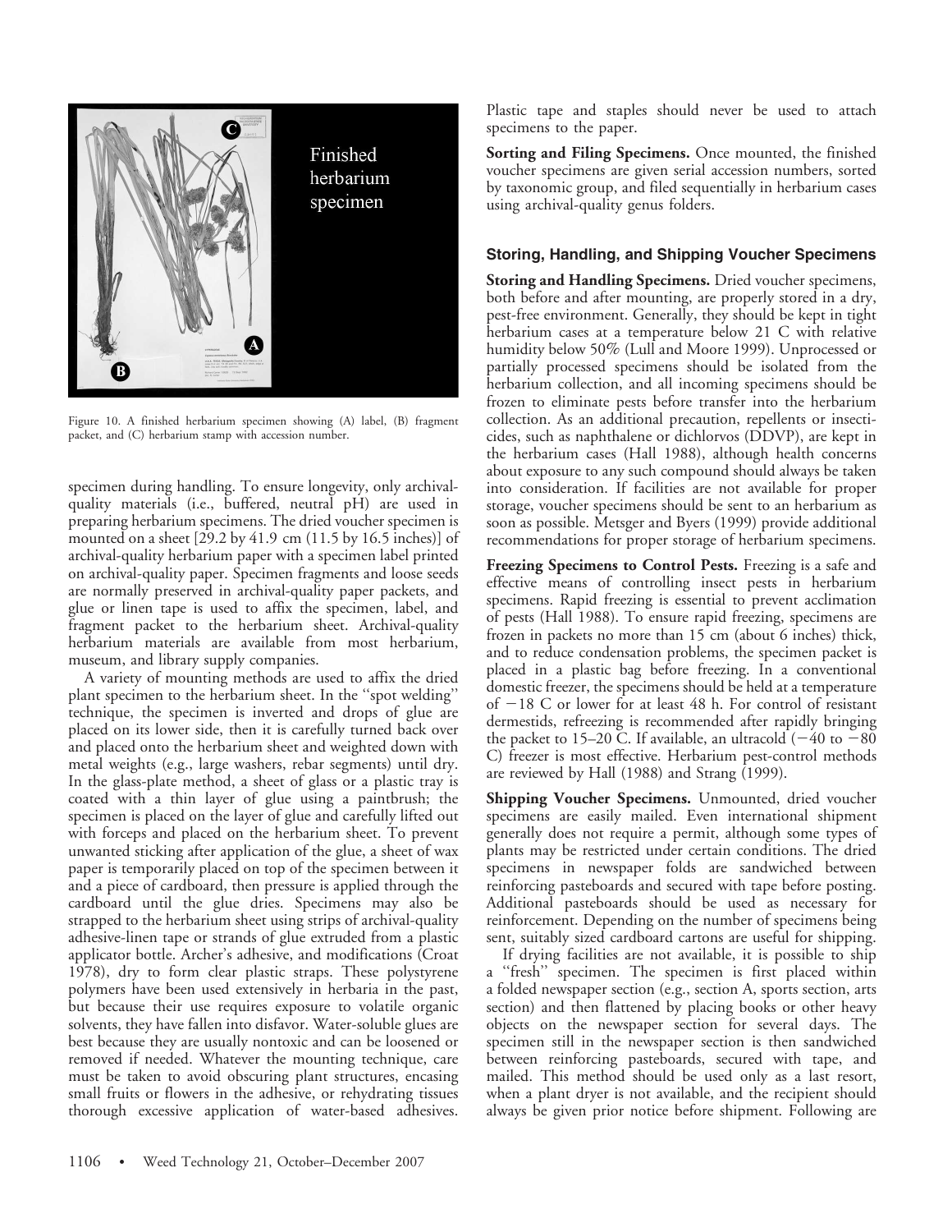Finished herbarium specimen

Figure 10. A finished herbarium specimen showing (A) label, (B) fragment packet, and (C) herbarium stamp with accession number.

specimen during handling. To ensure longevity, only archival-quality materials (i.e., buffered, neutral pH) are used in preparing herbarium specimens. The dried voucher specimen is mounted on a sheet [29.2 by 41.9 cm (11.5 by 16.5 inches)] of archival-quality herbarium paper with a specimen label printed on archival-quality paper. Specimen fragments and loose seeds are normally preserved in archival-quality paper packets, and glue or linen tape is used to affix the specimen, label, and fragment packet to the herbarium sheet. Archival-quality herbarium materials are available from most herbarium, museum, and library supply companies.

A variety of mounting methods are used to affix the dried plant specimen to the herbarium sheet. In the ''spot welding'' technique, the specimen is inverted and drops of glue are placed on its lower side, then it is carefully turned back over and placed onto the herbarium sheet and weighted down with metal weights (e.g., large washers, rebar segments) until dry. In the glass-plate method, a sheet of glass or a plastic tray is coated with a thin layer of glue using a paintbrush; the specimen is placed on the layer of glue and carefully lifted out with forceps and placed on the herbarium sheet. To prevent unwanted sticking after application of the glue, a sheet of wax paper is temporarily placed on top of the specimen between it and a piece of cardboard, then pressure is applied through the cardboard until the glue dries. Specimens may also be strapped to the herbarium sheet using strips of archival-quality adhesive-linen tape or strands of glue extruded from a plastic applicator bottle. Archer's adhesive, and modifications (Croat 1978), dry to form clear plastic straps. These polystyrene polymers have been used extensively in herbaria in the past, but because their use requires exposure to volatile organic solvents, they have fallen into disfavor. Water-soluble glues are best because they are usually nontoxic and can be loosened or removed if needed. Whatever the mounting technique, care must be taken to avoid obscuring plant structures, encasing small fruits or flowers in the adhesive, or rehydrating tissues thorough excessive application of water-based adhesives. Plastic tape and staples should never be used to attach specimens to the paper.

**Sorting and Filing Specimens.** Once mounted, the finished voucher specimens are given serial accession numbers, sorted by taxonomic group, and filed sequentially in herbarium cases using archival-quality genus folders.

### Storing, Handling, and Shipping Voucher Specimens

**Storing and Handling Specimens.** Dried voucher specimens, both before and after mounting, are properly stored in a dry, pest-free environment. Generally, they should be kept in tight herbarium cases at a temperature below 21 C with relative humidity below 50% (Lull and Moore 1999). Unprocessed or partially processed specimens should be isolated from the herbarium collection, and all incoming specimens should be frozen to eliminate pests before transfer into the herbarium collection. As an additional precaution, repellents or insecticides, such as naphthalene or dichlorvos (DDVP), are kept in the herbarium cases (Hall 1988), although health concerns about exposure to any such compound should always be taken into consideration. If facilities are not available for proper storage, voucher specimens should be sent to an herbarium as soon as possible. Metsger and Byers (1999) provide additional recommendations for proper storage of herbarium specimens.

**Freezing Specimens to Control Pests.** Freezing is a safe and effective means of controlling insect pests in herbarium specimens. Rapid freezing is essential to prevent acclimation of pests (Hall 1988). To ensure rapid freezing, specimens are frozen in packets no more than 15 cm (about 6 inches) thick, and to reduce condensation problems, the specimen packet is placed in a plastic bag before freezing. In a conventional domestic freezer, the specimens should be held at a temperature of −18 C or lower for at least 48 h. For control of resistant dermestids, refreezing is recommended after rapidly bringing the packet to 15–20 C. If available, an ultracold (−40 to −80 C) freezer is most effective. Herbarium pest-control methods are reviewed by Hall (1988) and Strang (1999).

**Shipping Voucher Specimens.** Unmounted, dried voucher specimens are easily mailed. Even international shipment generally does not require a permit, although some types of plants may be restricted under certain conditions. The dried specimens in newspaper folds are sandwiched between reinforcing pasteboards and secured with tape before posting. Additional pasteboards should be used as necessary for reinforcement. Depending on the number of specimens being sent, suitably sized cardboard cartons are useful for shipping.

If drying facilities are not available, it is possible to ship a ''fresh'' specimen. The specimen is first placed within a folded newspaper section (e.g., section A, sports section, arts section) and then flattened by placing books or other heavy objects on the newspaper section for several days. The specimen still in the newspaper section is then sandwiched between reinforcing pasteboards, secured with tape, and mailed. This method should be used only as a last resort, when a plant dryer is not available, and the recipient should always be given prior notice before shipment. Following are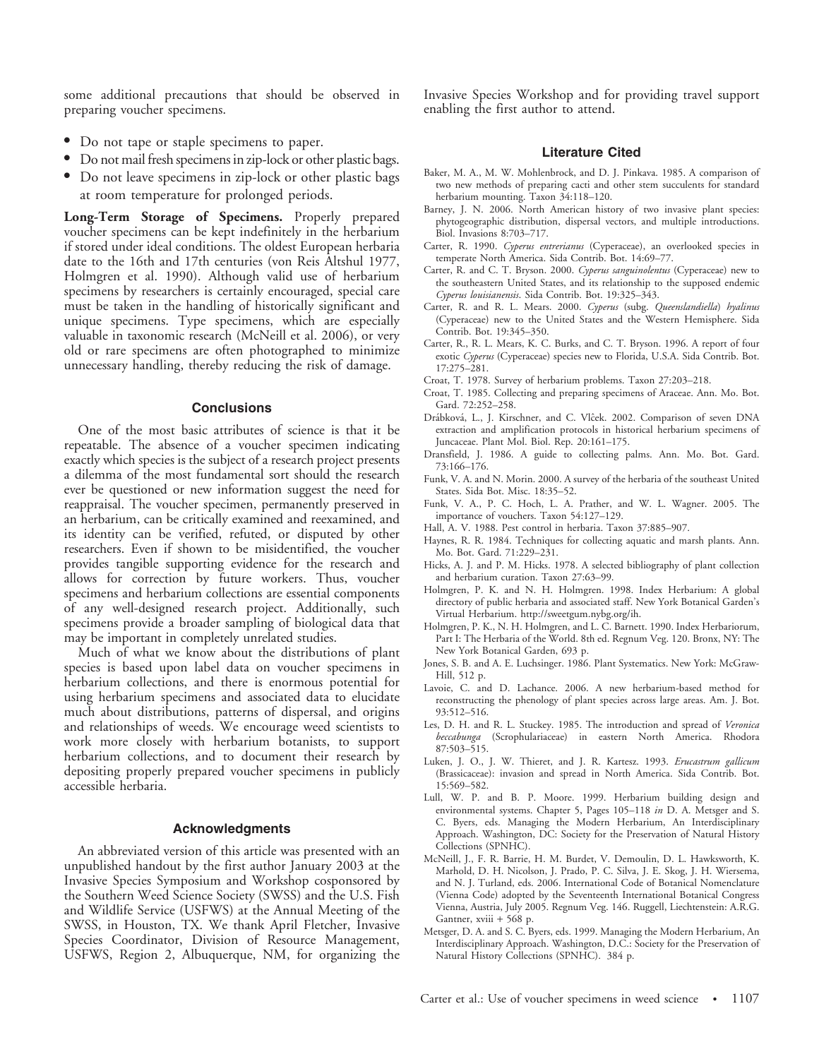some additional precautions that should be observed in preparing voucher specimens.

- Do not tape or staple specimens to paper.
- Do not mail fresh specimens in zip-lock or other plastic bags.
- Do not leave specimens in zip-lock or other plastic bags at room temperature for prolonged periods.

**Long-Term Storage of Specimens.** Properly prepared voucher specimens can be kept indefinitely in the herbarium if stored under ideal conditions. The oldest European herbaria date to the 16th and 17th centuries (von Reis Altshul 1977, Holmgren et al. 1990). Although valid use of herbarium specimens by researchers is certainly encouraged, special care must be taken in the handling of historically significant and unique specimens. Type specimens, which are especially valuable in taxonomic research (McNeill et al. 2006), or very old or rare specimens are often photographed to minimize unnecessary handling, thereby reducing the risk of damage.

## Conclusions

One of the most basic attributes of science is that it be repeatable. The absence of a voucher specimen indicating exactly which species is the subject of a research project presents a dilemma of the most fundamental sort should the research ever be questioned or new information suggest the need for reappraisal. The voucher specimen, permanently preserved in an herbarium, can be critically examined and reexamined, and its identity can be verified, refuted, or disputed by other researchers. Even if shown to be misidentified, the voucher provides tangible supporting evidence for the research and allows for correction by future workers. Thus, voucher specimens and herbarium collections are essential components of any well-designed research project. Additionally, such specimens provide a broader sampling of biological data that may be important in completely unrelated studies.

Much of what we know about the distributions of plant species is based upon label data on voucher specimens in herbarium collections, and there is enormous potential for using herbarium specimens and associated data to elucidate much about distributions, patterns of dispersal, and origins and relationships of weeds. We encourage weed scientists to work more closely with herbarium botanists, to support herbarium collections, and to document their research by depositing properly prepared voucher specimens in publicly accessible herbaria.

## Acknowledgments

An abbreviated version of this article was presented with an unpublished handout by the first author January 2003 at the Invasive Species Symposium and Workshop cosponsored by the Southern Weed Science Society (SWSS) and the U.S. Fish and Wildlife Service (USFWS) at the Annual Meeting of the SWSS, in Houston, TX. We thank April Fletcher, Invasive Species Coordinator, Division of Resource Management, USFWS, Region 2, Albuquerque, NM, for organizing the Invasive Species Workshop and for providing travel support enabling the first author to attend.

## Literature Cited

Baker, M. A., M. W. Mohlenbrock, and D. J. Pinkava. 1985. A comparison of two new methods of preparing cacti and other stem succulents for standard herbarium mounting. Taxon 34:118–120.

Barney, J. N. 2006. North American history of two invasive plant species: phytogeographic distribution, dispersal vectors, and multiple introductions. Biol. Invasions 8:703–717.

Carter, R. 1990. *Cyperus entrerianus* (Cyperaceae), an overlooked species in temperate North America. Sida Contrib. Bot. 14:69–77.

Carter, R. and C. T. Bryson. 2000. *Cyperus sanguinolentus* (Cyperaceae) new to the southeastern United States, and its relationship to the supposed endemic *Cyperus louisianensis*. Sida Contrib. Bot. 19:325–343.

Carter, R. and R. L. Mears. 2000. *Cyperus* (subg. *Queenslandiella*) *hyalinus* (Cyperaceae) new to the United States and the Western Hemisphere. Sida Contrib. Bot. 19:345–350.

Carter, R., R. L. Mears, K. C. Burks, and C. T. Bryson. 1996. A report of four exotic *Cyperus* (Cyperaceae) species new to Florida, U.S.A. Sida Contrib. Bot. 17:275–281.

Croat, T. 1978. Survey of herbarium problems. Taxon 27:203–218.

Croat, T. 1985. Collecting and preparing specimens of Araceae. Ann. Mo. Bot. Gard. 72:252–258.

Drábková, L., J. Kirschner, and C. Vlĉek. 2002. Comparison of seven DNA extraction and amplification protocols in historical herbarium specimens of Juncaceae. Plant Mol. Biol. Rep. 20:161–175.

Dransfield, J. 1986. A guide to collecting palms. Ann. Mo. Bot. Gard. 73:166–176.

Funk, V. A. and N. Morin. 2000. A survey of the herbaria of the southeast United States. Sida Bot. Misc. 18:35–52.

Funk, V. A., P. C. Hoch, L. A. Prather, and W. L. Wagner. 2005. The importance of vouchers. Taxon 54:127–129.

Hall, A. V. 1988. Pest control in herbaria. Taxon 37:885–907.

Haynes, R. R. 1984. Techniques for collecting aquatic and marsh plants. Ann. Mo. Bot. Gard. 71:229–231.

Hicks, A. J. and P. M. Hicks. 1978. A selected bibliography of plant collection and herbarium curation. Taxon 27:63–99.

Holmgren, P. K. and N. H. Holmgren. 1998. Index Herbarium: A global directory of public herbaria and associated staff. New York Botanical Garden's Virtual Herbarium. http://sweetgum.nybg.org/ih.

Holmgren, P. K., N. H. Holmgren, and L. C. Barnett. 1990. Index Herbariorum, Part I: The Herbaria of the World. 8th ed. Regnum Veg. 120. Bronx, NY: The New York Botanical Garden, 693 p.

Jones, S. B. and A. E. Luchsinger. 1986. Plant Systematics. New York: McGraw-Hill, 512 p.

Lavoie, C. and D. Lachance. 2006. A new herbarium-based method for reconstructing the phenology of plant species across large areas. Am. J. Bot. 93:512–516.

Les, D. H. and R. L. Stuckey. 1985. The introduction and spread of *Veronica beccabunga* (Scrophulariaceae) in eastern North America. Rhodora 87:503–515.

Luken, J. O., J. W. Thieret, and J. R. Kartesz. 1993. *Erucastrum gallicum* (Brassicaceae): invasion and spread in North America. Sida Contrib. Bot. 15:569–582.

Lull, W. P. and B. P. Moore. 1999. Herbarium building design and environmental systems. Chapter 5, Pages 105–118 *in* D. A. Metsger and S. C. Byers, eds. Managing the Modern Herbarium, An Interdisciplinary Approach. Washington, DC: Society for the Preservation of Natural History Collections (SPNHC).

McNeill, J., F. R. Barrie, H. M. Burdet, V. Demoulin, D. L. Hawksworth, K. Marhold, D. H. Nicolson, J. Prado, P. C. Silva, J. E. Skog, J. H. Wiersema, and N. J. Turland, eds. 2006. International Code of Botanical Nomenclature (Vienna Code) adopted by the Seventeenth International Botanical Congress Vienna, Austria, July 2005. Regnum Veg. 146. Ruggell, Liechtenstein: A.R.G. Gantner, xviii + 568 p.

Metsger, D. A. and S. C. Byers, eds. 1999. Managing the Modern Herbarium, An Interdisciplinary Approach. Washington, D.C.: Society for the Preservation of Natural History Collections (SPNHC). 384 p.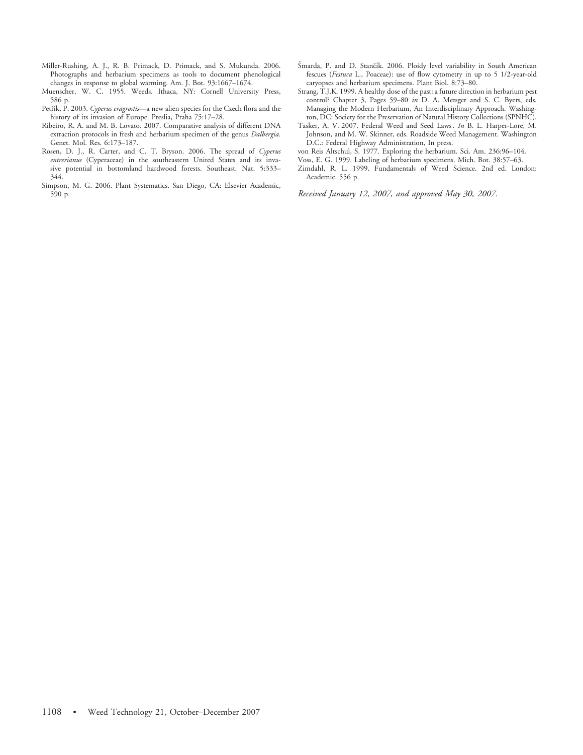Miller-Rushing, A. J., R. B. Primack, D. Primack, and S. Mukunda. 2006. Photographs and herbarium specimens as tools to document phenological changes in response to global warming. Am. J. Bot. 93:1667–1674.

Muenscher, W. C. 1955. Weeds. Ithaca, NY: Cornell University Press, 586 p.

Petřík, P. 2003. *Cyperus eragrostis*—a new alien species for the Czech flora and the history of its invasion of Europe. Preslia, Praha 75:17–28.

Ribeiro, R. A. and M. B. Lovato. 2007. Comparative analysis of different DNA extraction protocols in fresh and herbarium specimen of the genus *Dalbergia*. Genet. Mol. Res. 6:173–187.

Rosen, D. J., R. Carter, and C. T. Bryson. 2006. The spread of *Cyperus entrerianus* (Cyperaceae) in the southeastern United States and its invasive potential in bottomland hardwood forests. Southeast. Nat. 5:333–344.

Simpson, M. G. 2006. Plant Systematics. San Diego, CA: Elsevier Academic, 590 p.

Šmarda, P. and D. Stančík. 2006. Ploidy level variability in South American fescues (*Festuca* L., Poaceae): use of flow cytometry in up to 5 1/2-year-old caryopses and herbarium specimens. Plant Biol. 8:73–80.

Strang, T.J.K. 1999. A healthy dose of the past: a future direction in herbarium pest control? Chapter 3, Pages 59–80 *in* D. A. Metsger and S. C. Byers, eds. Managing the Modern Herbarium, An Interdisciplinary Approach. Washington, DC: Society for the Preservation of Natural History Collections (SPNHC).

Tasker, A. V. 2007. Federal Weed and Seed Laws . *In* B. L. Harper-Lore, M. Johnson, and M. W. Skinner, eds. Roadside Weed Management. Washington D.C.: Federal Highway Administration, In press.

von Reis Altschul, S. 1977. Exploring the herbarium. Sci. Am. 236:96–104.

Voss, E. G. 1999. Labeling of herbarium specimens. Mich. Bot. 38:57–63.

Zimdahl, R. L. 1999. Fundamentals of Weed Science. 2nd ed. London: Academic. 556 p.

*Received January 12, 2007, and approved May 30, 2007.*